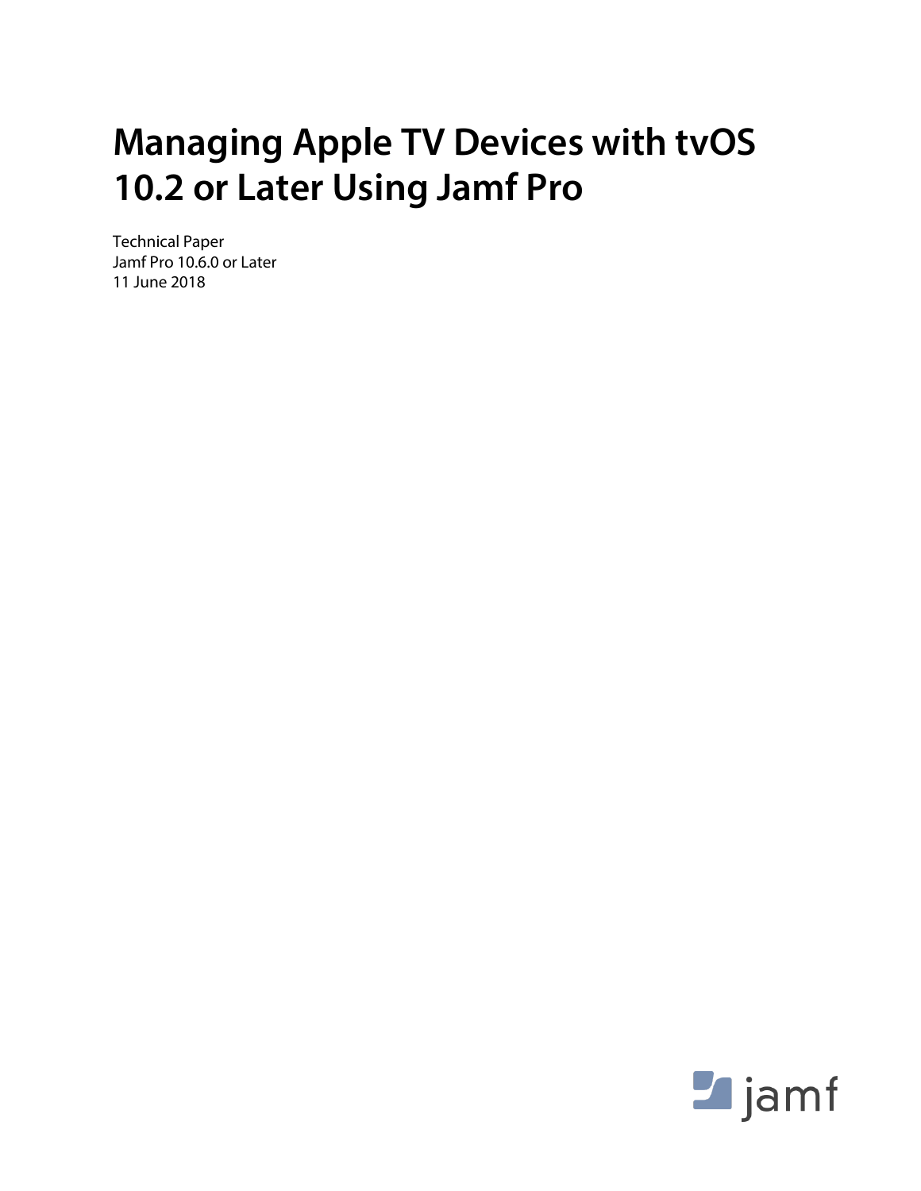# Managing Apple TV Devices with tvOS 10.2 or Later Using Jamf Pro

Technical Paper
Jamf Pro 10.6.0 or Later
11 June 2018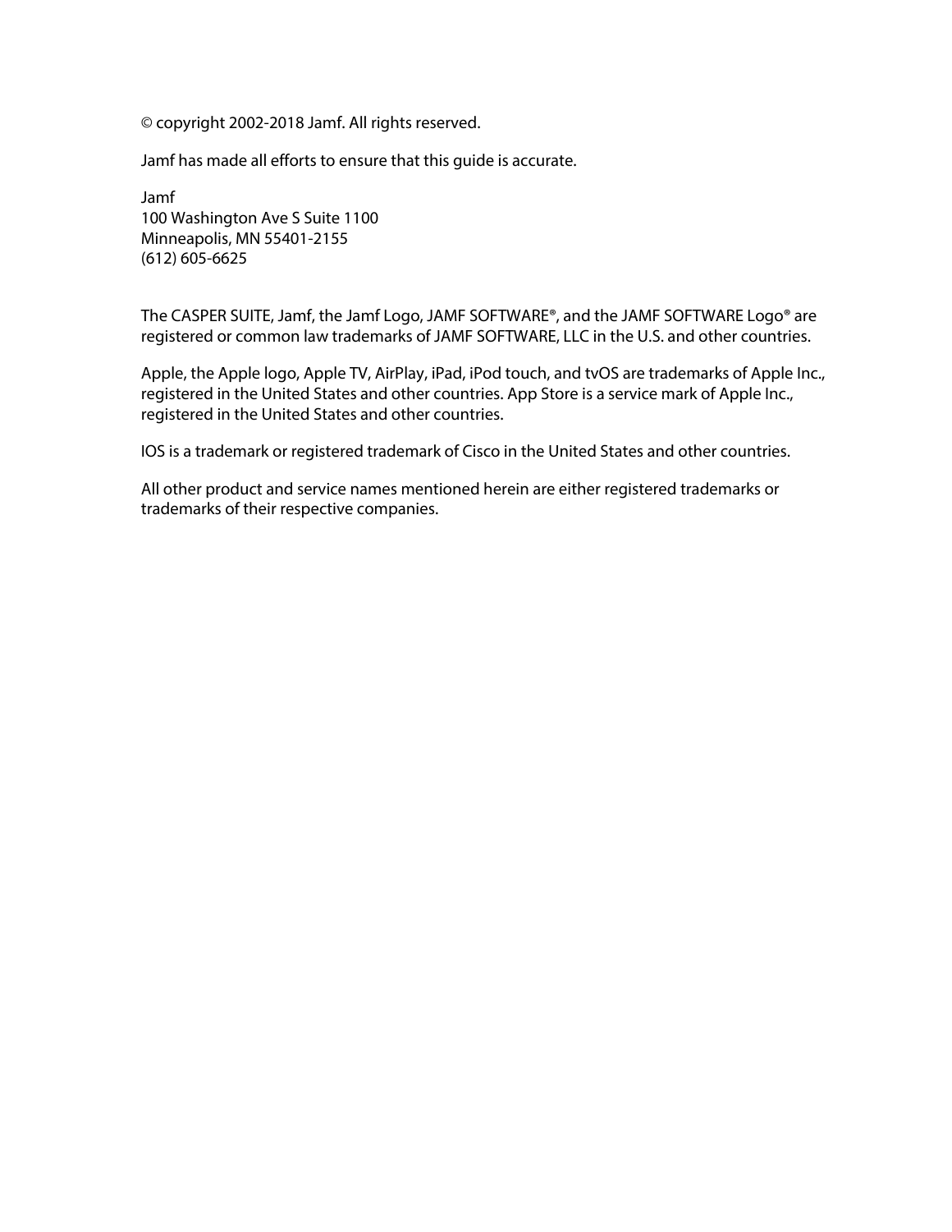© copyright 2002-2018 Jamf. All rights reserved.

Jamf has made all efforts to ensure that this guide is accurate.

Jamf
100 Washington Ave S Suite 1100
Minneapolis, MN 55401-2155
(612) 605-6625

The CASPER SUITE, Jamf, the Jamf Logo, JAMF SOFTWARE®, and the JAMF SOFTWARE Logo® are registered or common law trademarks of JAMF SOFTWARE, LLC in the U.S. and other countries.

Apple, the Apple logo, Apple TV, AirPlay, iPad, iPod touch, and tvOS are trademarks of Apple Inc., registered in the United States and other countries. App Store is a service mark of Apple Inc., registered in the United States and other countries.

IOS is a trademark or registered trademark of Cisco in the United States and other countries.

All other product and service names mentioned herein are either registered trademarks or trademarks of their respective companies.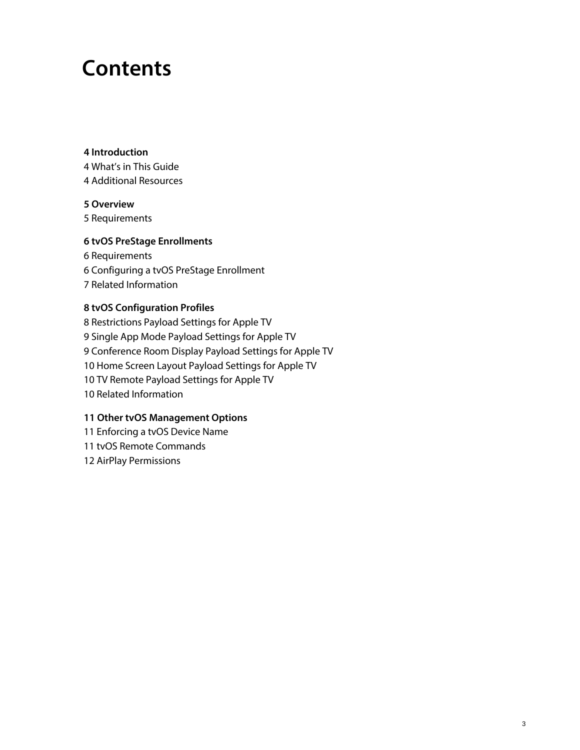# Contents

**4 Introduction**
4 What's in This Guide
4 Additional Resources

**5 Overview**
5 Requirements

**6 tvOS PreStage Enrollments**
6 Requirements
6 Configuring a tvOS PreStage Enrollment
7 Related Information

**8 tvOS Configuration Profiles**
8 Restrictions Payload Settings for Apple TV
9 Single App Mode Payload Settings for Apple TV
9 Conference Room Display Payload Settings for Apple TV
10 Home Screen Layout Payload Settings for Apple TV
10 TV Remote Payload Settings for Apple TV
10 Related Information

**11 Other tvOS Management Options**
11 Enforcing a tvOS Device Name
11 tvOS Remote Commands
12 AirPlay Permissions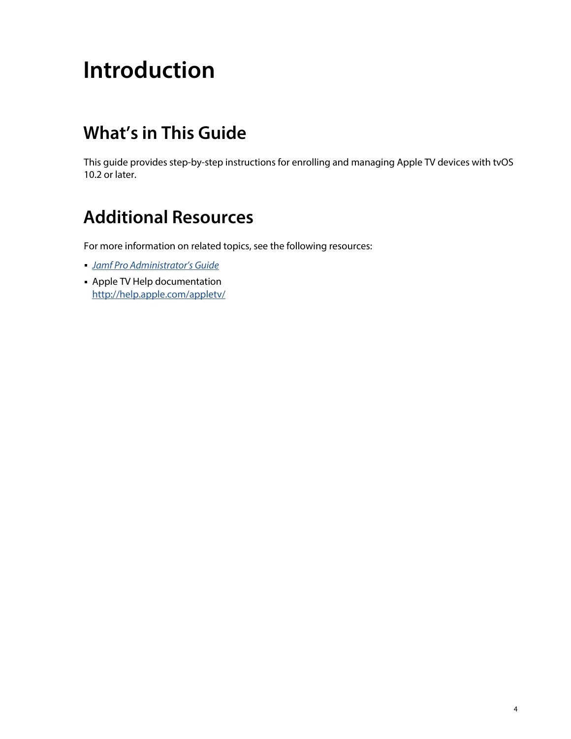# Introduction

## What's in This Guide

This guide provides step-by-step instructions for enrolling and managing Apple TV devices with tvOS 10.2 or later.

## Additional Resources

For more information on related topics, see the following resources:

- *Jamf Pro Administrator's Guide*
- Apple TV Help documentation
  http://help.apple.com/appletv/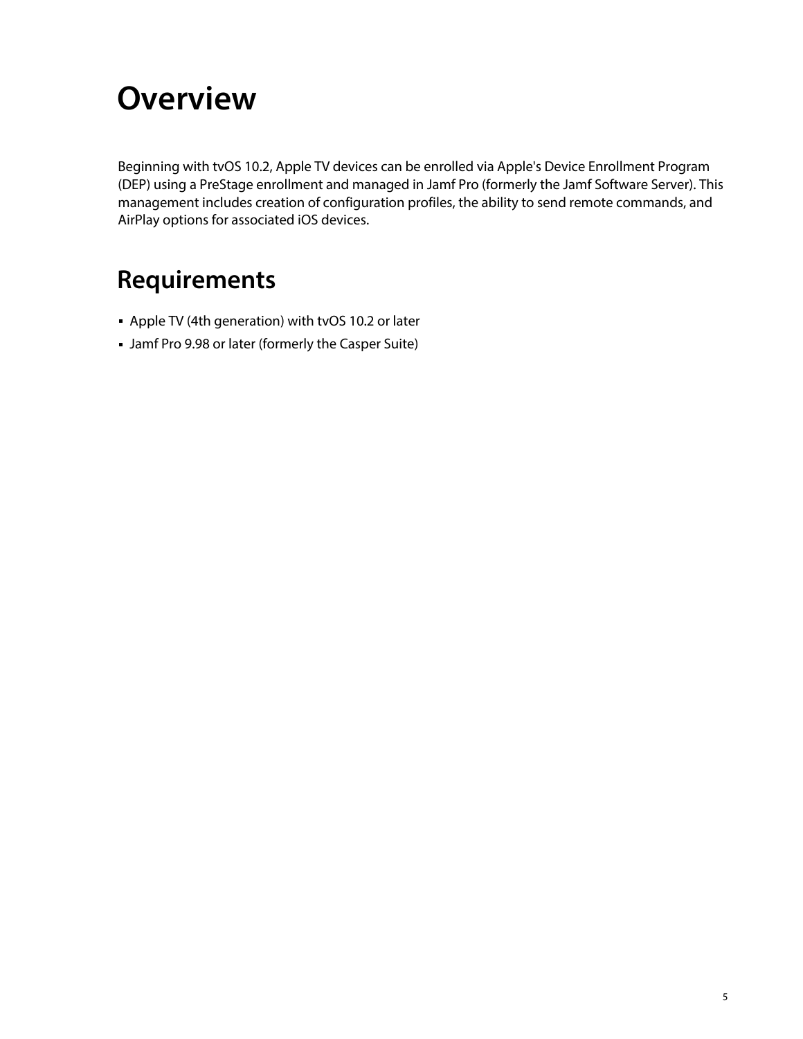# Overview

Beginning with tvOS 10.2, Apple TV devices can be enrolled via Apple's Device Enrollment Program (DEP) using a PreStage enrollment and managed in Jamf Pro (formerly the Jamf Software Server). This management includes creation of configuration profiles, the ability to send remote commands, and AirPlay options for associated iOS devices.

# Requirements

- Apple TV (4th generation) with tvOS 10.2 or later
- Jamf Pro 9.98 or later (formerly the Casper Suite)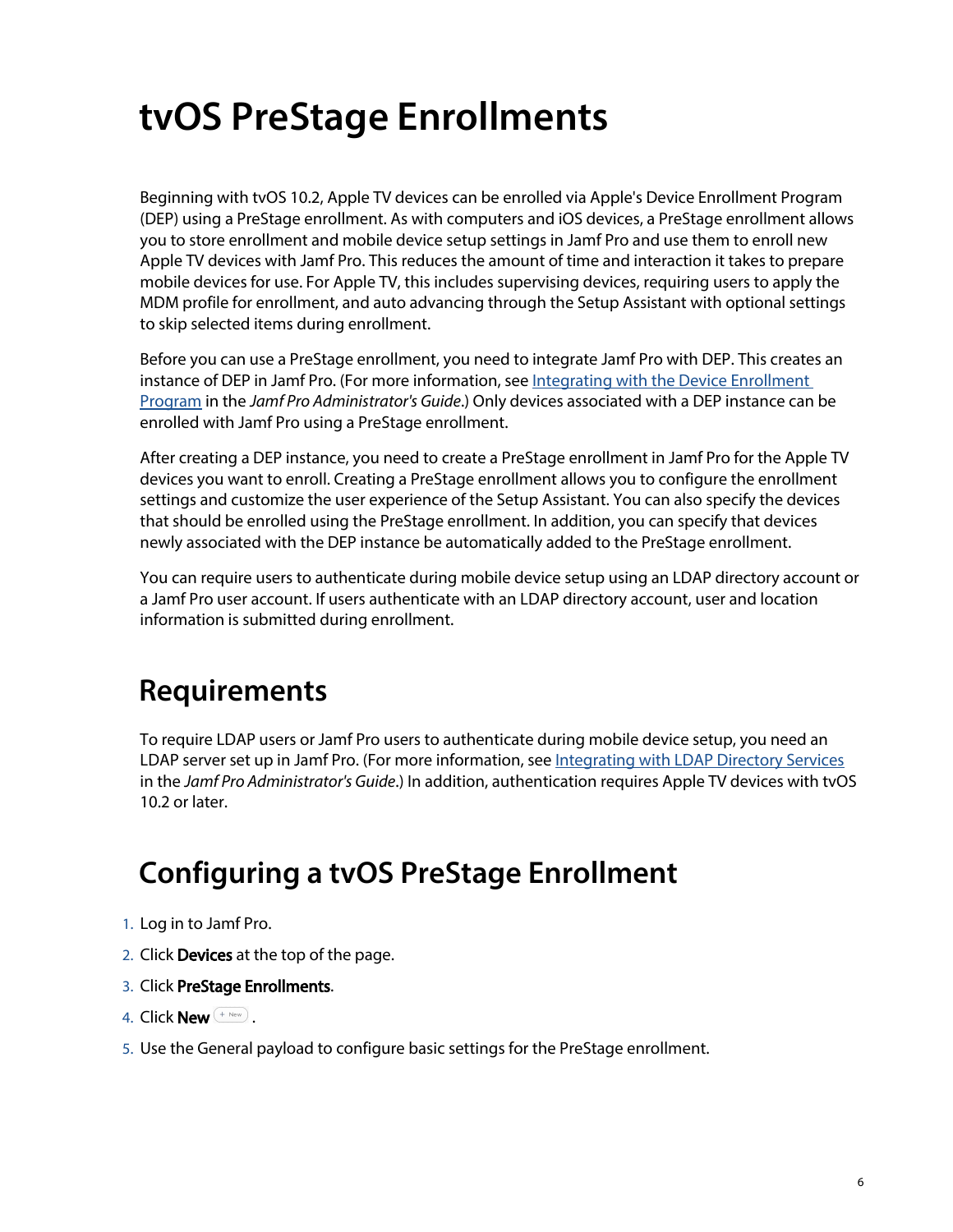# tvOS PreStage Enrollments

Beginning with tvOS 10.2, Apple TV devices can be enrolled via Apple's Device Enrollment Program (DEP) using a PreStage enrollment. As with computers and iOS devices, a PreStage enrollment allows you to store enrollment and mobile device setup settings in Jamf Pro and use them to enroll new Apple TV devices with Jamf Pro. This reduces the amount of time and interaction it takes to prepare mobile devices for use. For Apple TV, this includes supervising devices, requiring users to apply the MDM profile for enrollment, and auto advancing through the Setup Assistant with optional settings to skip selected items during enrollment.

Before you can use a PreStage enrollment, you need to integrate Jamf Pro with DEP. This creates an instance of DEP in Jamf Pro. (For more information, see Integrating with the Device Enrollment Program in the *Jamf Pro Administrator's Guide*.) Only devices associated with a DEP instance can be enrolled with Jamf Pro using a PreStage enrollment.

After creating a DEP instance, you need to create a PreStage enrollment in Jamf Pro for the Apple TV devices you want to enroll. Creating a PreStage enrollment allows you to configure the enrollment settings and customize the user experience of the Setup Assistant. You can also specify the devices that should be enrolled using the PreStage enrollment. In addition, you can specify that devices newly associated with the DEP instance be automatically added to the PreStage enrollment.

You can require users to authenticate during mobile device setup using an LDAP directory account or a Jamf Pro user account. If users authenticate with an LDAP directory account, user and location information is submitted during enrollment.

## Requirements

To require LDAP users or Jamf Pro users to authenticate during mobile device setup, you need an LDAP server set up in Jamf Pro. (For more information, see Integrating with LDAP Directory Services in the *Jamf Pro Administrator's Guide*.) In addition, authentication requires Apple TV devices with tvOS 10.2 or later.

## Configuring a tvOS PreStage Enrollment

1. Log in to Jamf Pro.
2. Click **Devices** at the top of the page.
3. Click **PreStage Enrollments**.
4. Click **New** (+ New).
5. Use the General payload to configure basic settings for the PreStage enrollment.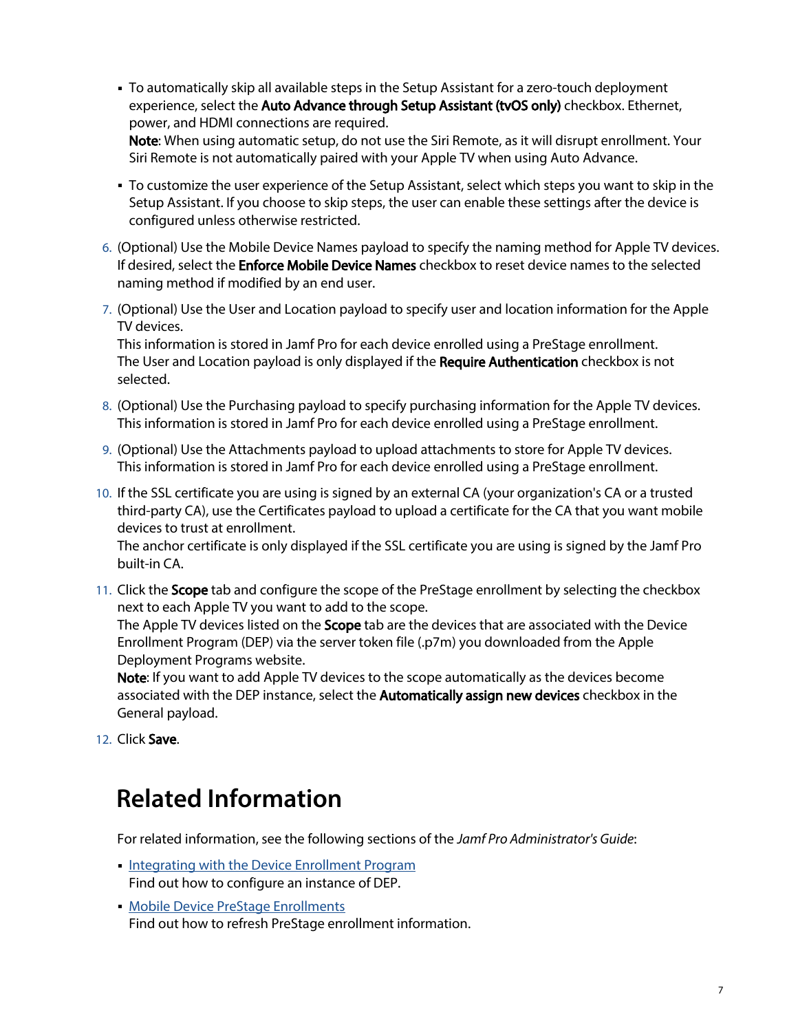- To automatically skip all available steps in the Setup Assistant for a zero-touch deployment experience, select the **Auto Advance through Setup Assistant (tvOS only)** checkbox. Ethernet, power, and HDMI connections are required.
  **Note**: When using automatic setup, do not use the Siri Remote, as it will disrupt enrollment. Your Siri Remote is not automatically paired with your Apple TV when using Auto Advance.
- To customize the user experience of the Setup Assistant, select which steps you want to skip in the Setup Assistant. If you choose to skip steps, the user can enable these settings after the device is configured unless otherwise restricted.

6. (Optional) Use the Mobile Device Names payload to specify the naming method for Apple TV devices. If desired, select the **Enforce Mobile Device Names** checkbox to reset device names to the selected naming method if modified by an end user.
7. (Optional) Use the User and Location payload to specify user and location information for the Apple TV devices.
   This information is stored in Jamf Pro for each device enrolled using a PreStage enrollment.
   The User and Location payload is only displayed if the **Require Authentication** checkbox is not selected.
8. (Optional) Use the Purchasing payload to specify purchasing information for the Apple TV devices. This information is stored in Jamf Pro for each device enrolled using a PreStage enrollment.
9. (Optional) Use the Attachments payload to upload attachments to store for Apple TV devices. This information is stored in Jamf Pro for each device enrolled using a PreStage enrollment.
10. If the SSL certificate you are using is signed by an external CA (your organization's CA or a trusted third-party CA), use the Certificates payload to upload a certificate for the CA that you want mobile devices to trust at enrollment.
    The anchor certificate is only displayed if the SSL certificate you are using is signed by the Jamf Pro built-in CA.
11. Click the **Scope** tab and configure the scope of the PreStage enrollment by selecting the checkbox next to each Apple TV you want to add to the scope.
    The Apple TV devices listed on the **Scope** tab are the devices that are associated with the Device Enrollment Program (DEP) via the server token file (.p7m) you downloaded from the Apple Deployment Programs website.
    **Note**: If you want to add Apple TV devices to the scope automatically as the devices become associated with the DEP instance, select the **Automatically assign new devices** checkbox in the General payload.
12. Click **Save**.

# Related Information

For related information, see the following sections of the *Jamf Pro Administrator's Guide*:

- Integrating with the Device Enrollment Program
  Find out how to configure an instance of DEP.
- Mobile Device PreStage Enrollments
  Find out how to refresh PreStage enrollment information.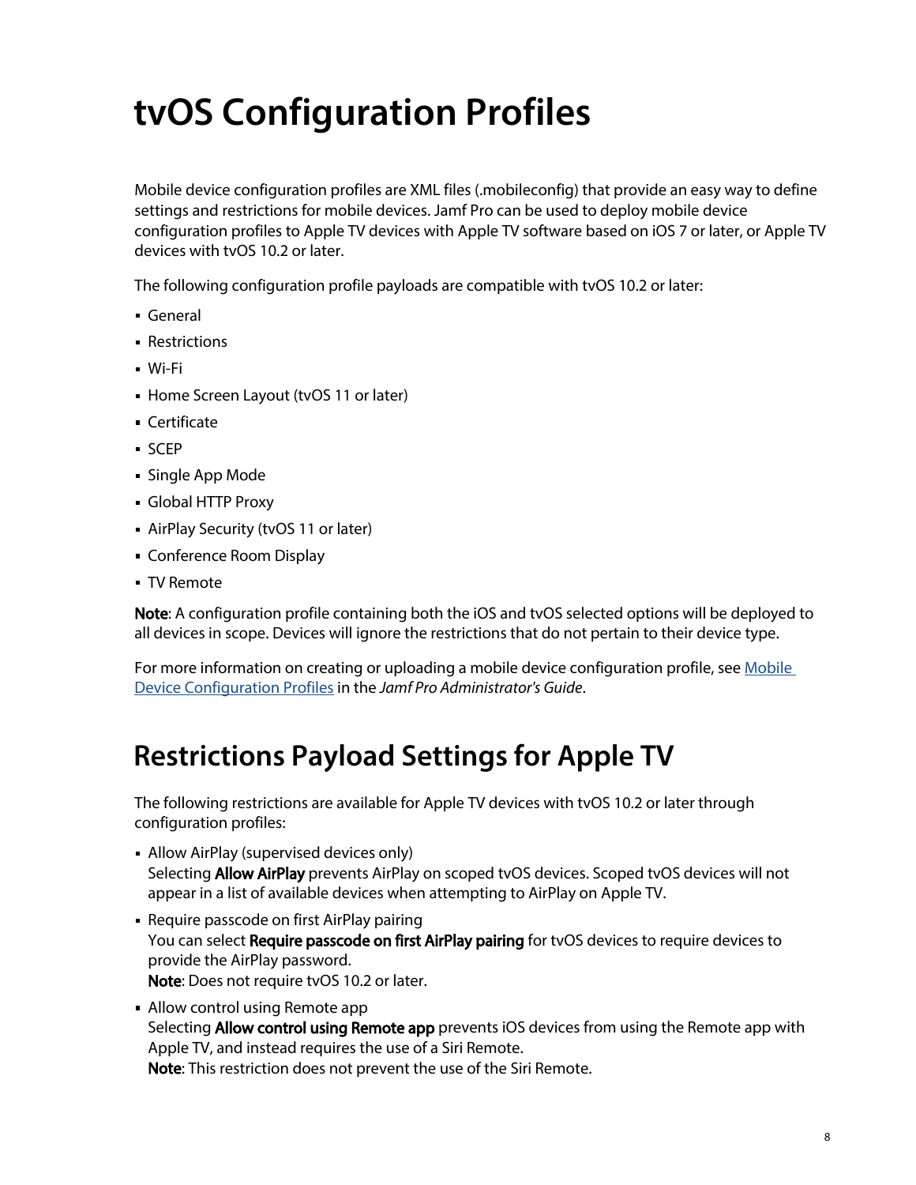# tvOS Configuration Profiles

Mobile device configuration profiles are XML files (.mobileconfig) that provide an easy way to define settings and restrictions for mobile devices. Jamf Pro can be used to deploy mobile device configuration profiles to Apple TV devices with Apple TV software based on iOS 7 or later, or Apple TV devices with tvOS 10.2 or later.

The following configuration profile payloads are compatible with tvOS 10.2 or later:

- General
- Restrictions
- Wi-Fi
- Home Screen Layout (tvOS 11 or later)
- Certificate
- SCEP
- Single App Mode
- Global HTTP Proxy
- AirPlay Security (tvOS 11 or later)
- Conference Room Display
- TV Remote

**Note**: A configuration profile containing both the iOS and tvOS selected options will be deployed to all devices in scope. Devices will ignore the restrictions that do not pertain to their device type.

For more information on creating or uploading a mobile device configuration profile, see Mobile Device Configuration Profiles in the *Jamf Pro Administrator's Guide*.

# Restrictions Payload Settings for Apple TV

The following restrictions are available for Apple TV devices with tvOS 10.2 or later through configuration profiles:

- Allow AirPlay (supervised devices only)
  Selecting **Allow AirPlay** prevents AirPlay on scoped tvOS devices. Scoped tvOS devices will not appear in a list of available devices when attempting to AirPlay on Apple TV.
- Require passcode on first AirPlay pairing
  You can select **Require passcode on first AirPlay pairing** for tvOS devices to require devices to provide the AirPlay password.
  **Note**: Does not require tvOS 10.2 or later.
- Allow control using Remote app
  Selecting **Allow control using Remote app** prevents iOS devices from using the Remote app with Apple TV, and instead requires the use of a Siri Remote.
  **Note**: This restriction does not prevent the use of the Siri Remote.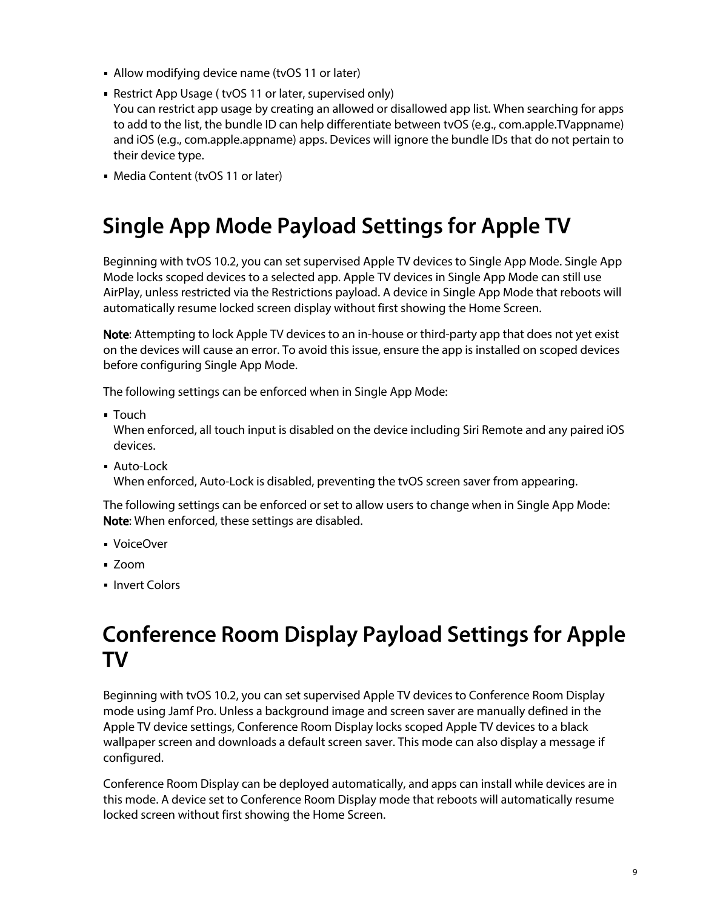- Allow modifying device name (tvOS 11 or later)
- Restrict App Usage ( tvOS 11 or later, supervised only)
  You can restrict app usage by creating an allowed or disallowed app list. When searching for apps to add to the list, the bundle ID can help differentiate between tvOS (e.g., com.apple.TVappname) and iOS (e.g., com.apple.appname) apps. Devices will ignore the bundle IDs that do not pertain to their device type.
- Media Content (tvOS 11 or later)

# Single App Mode Payload Settings for Apple TV

Beginning with tvOS 10.2, you can set supervised Apple TV devices to Single App Mode. Single App Mode locks scoped devices to a selected app. Apple TV devices in Single App Mode can still use AirPlay, unless restricted via the Restrictions payload. A device in Single App Mode that reboots will automatically resume locked screen display without first showing the Home Screen.

**Note**: Attempting to lock Apple TV devices to an in-house or third-party app that does not yet exist on the devices will cause an error. To avoid this issue, ensure the app is installed on scoped devices before configuring Single App Mode.

The following settings can be enforced when in Single App Mode:

- Touch
  When enforced, all touch input is disabled on the device including Siri Remote and any paired iOS devices.
- Auto-Lock
  When enforced, Auto-Lock is disabled, preventing the tvOS screen saver from appearing.

The following settings can be enforced or set to allow users to change when in Single App Mode:
**Note**: When enforced, these settings are disabled.

- VoiceOver
- Zoom
- Invert Colors

# Conference Room Display Payload Settings for Apple TV

Beginning with tvOS 10.2, you can set supervised Apple TV devices to Conference Room Display mode using Jamf Pro. Unless a background image and screen saver are manually defined in the Apple TV device settings, Conference Room Display locks scoped Apple TV devices to a black wallpaper screen and downloads a default screen saver. This mode can also display a message if configured.

Conference Room Display can be deployed automatically, and apps can install while devices are in this mode. A device set to Conference Room Display mode that reboots will automatically resume locked screen without first showing the Home Screen.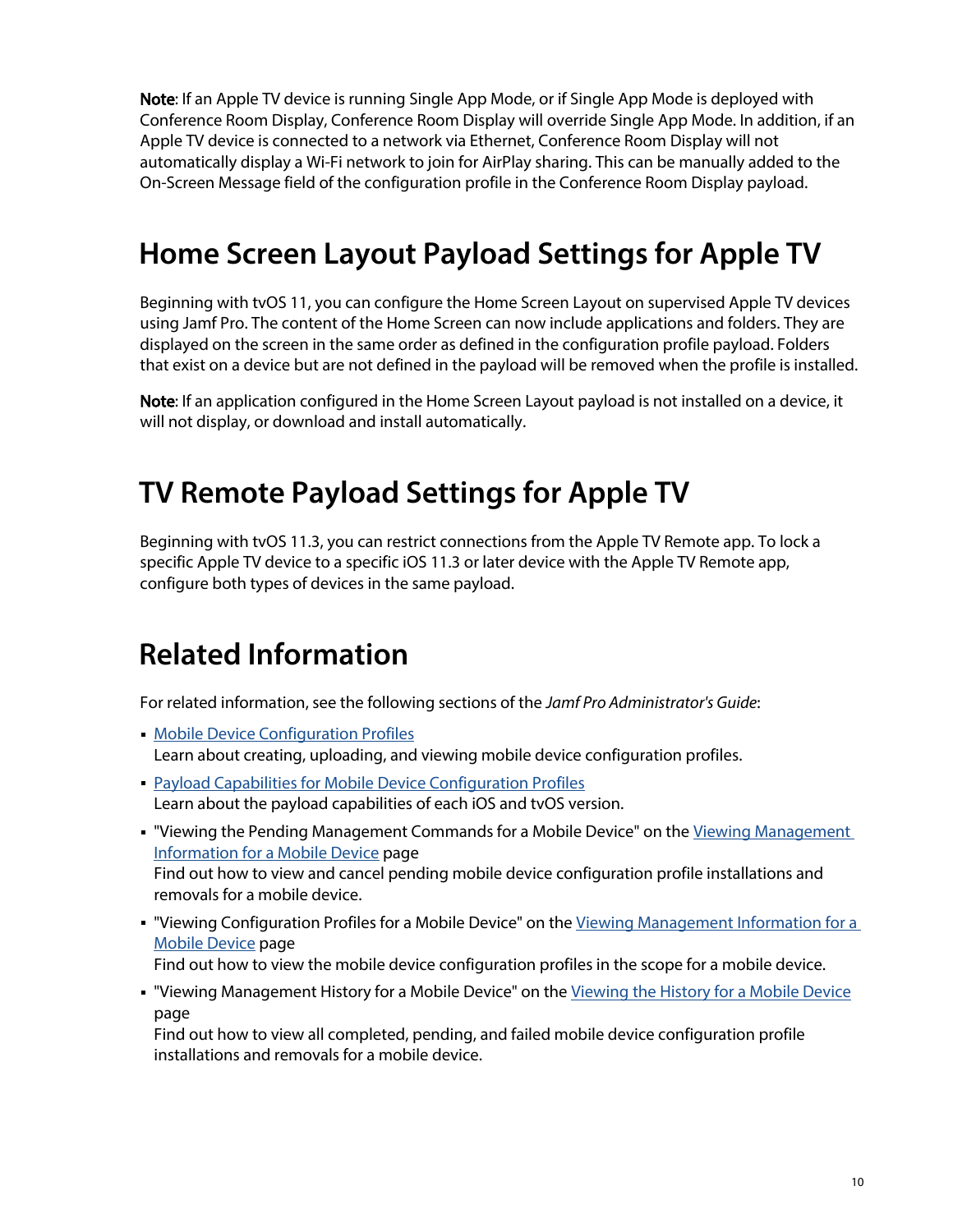**Note**: If an Apple TV device is running Single App Mode, or if Single App Mode is deployed with Conference Room Display, Conference Room Display will override Single App Mode. In addition, if an Apple TV device is connected to a network via Ethernet, Conference Room Display will not automatically display a Wi-Fi network to join for AirPlay sharing. This can be manually added to the On-Screen Message field of the configuration profile in the Conference Room Display payload.

# Home Screen Layout Payload Settings for Apple TV

Beginning with tvOS 11, you can configure the Home Screen Layout on supervised Apple TV devices using Jamf Pro. The content of the Home Screen can now include applications and folders. They are displayed on the screen in the same order as defined in the configuration profile payload. Folders that exist on a device but are not defined in the payload will be removed when the profile is installed.

**Note**: If an application configured in the Home Screen Layout payload is not installed on a device, it will not display, or download and install automatically.

# TV Remote Payload Settings for Apple TV

Beginning with tvOS 11.3, you can restrict connections from the Apple TV Remote app. To lock a specific Apple TV device to a specific iOS 11.3 or later device with the Apple TV Remote app, configure both types of devices in the same payload.

# Related Information

For related information, see the following sections of the *Jamf Pro Administrator's Guide*:

- Mobile Device Configuration Profiles
  Learn about creating, uploading, and viewing mobile device configuration profiles.
- Payload Capabilities for Mobile Device Configuration Profiles
  Learn about the payload capabilities of each iOS and tvOS version.
- "Viewing the Pending Management Commands for a Mobile Device" on the Viewing Management Information for a Mobile Device page
  Find out how to view and cancel pending mobile device configuration profile installations and removals for a mobile device.
- "Viewing Configuration Profiles for a Mobile Device" on the Viewing Management Information for a Mobile Device page
  Find out how to view the mobile device configuration profiles in the scope for a mobile device.
- "Viewing Management History for a Mobile Device" on the Viewing the History for a Mobile Device page
  Find out how to view all completed, pending, and failed mobile device configuration profile installations and removals for a mobile device.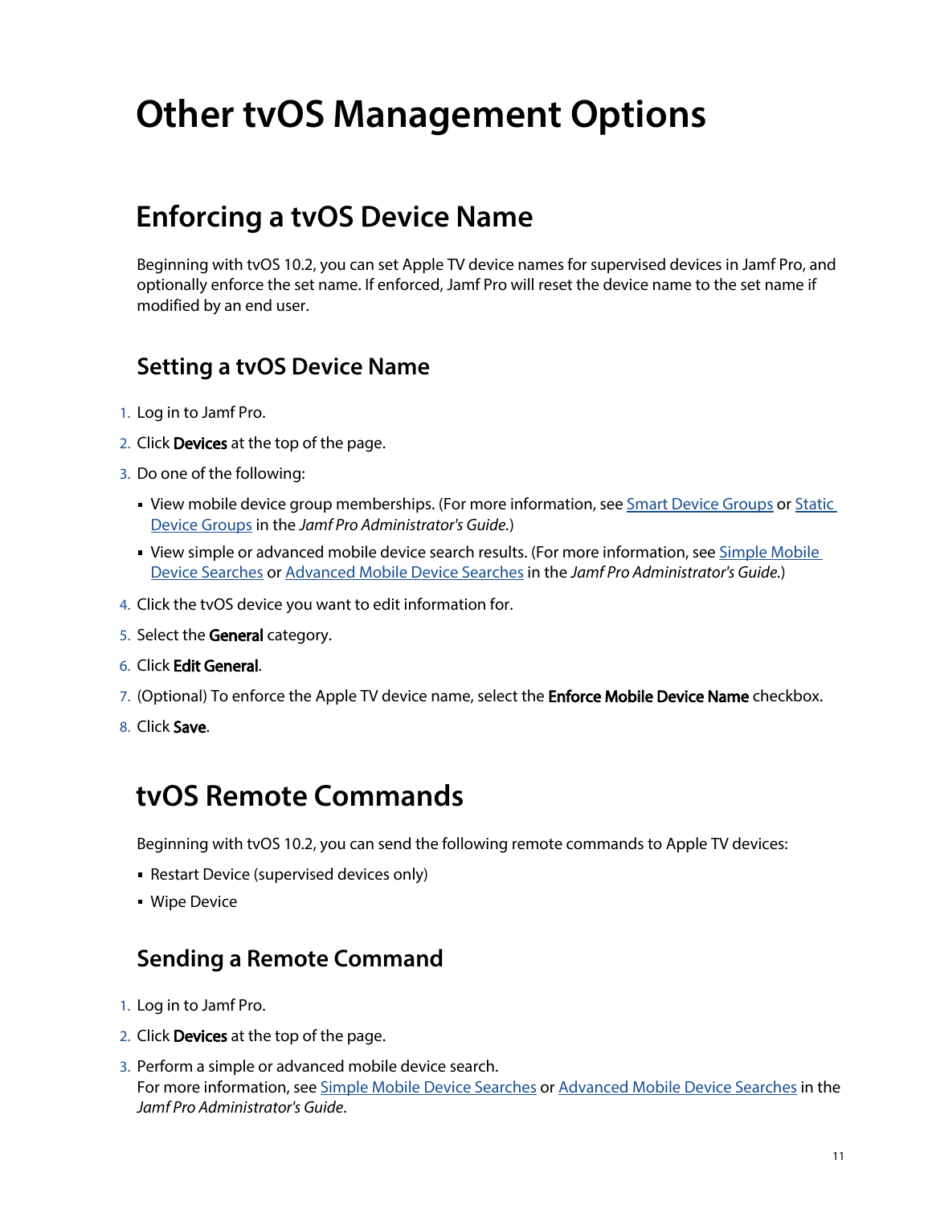# Other tvOS Management Options

## Enforcing a tvOS Device Name

Beginning with tvOS 10.2, you can set Apple TV device names for supervised devices in Jamf Pro, and optionally enforce the set name. If enforced, Jamf Pro will reset the device name to the set name if modified by an end user.

### Setting a tvOS Device Name

1. Log in to Jamf Pro.
2. Click **Devices** at the top of the page.
3. Do one of the following:
   - View mobile device group memberships. (For more information, see Smart Device Groups or Static Device Groups in the *Jamf Pro Administrator's Guide.*)
   - View simple or advanced mobile device search results. (For more information, see Simple Mobile Device Searches or Advanced Mobile Device Searches in the *Jamf Pro Administrator's Guide.*)
4. Click the tvOS device you want to edit information for.
5. Select the **General** category.
6. Click **Edit General**.
7. (Optional) To enforce the Apple TV device name, select the **Enforce Mobile Device Name** checkbox.
8. Click **Save**.

## tvOS Remote Commands

Beginning with tvOS 10.2, you can send the following remote commands to Apple TV devices:

- Restart Device (supervised devices only)
- Wipe Device

### Sending a Remote Command

1. Log in to Jamf Pro.
2. Click **Devices** at the top of the page.
3. Perform a simple or advanced mobile device search.
   For more information, see Simple Mobile Device Searches or Advanced Mobile Device Searches in the *Jamf Pro Administrator's Guide*.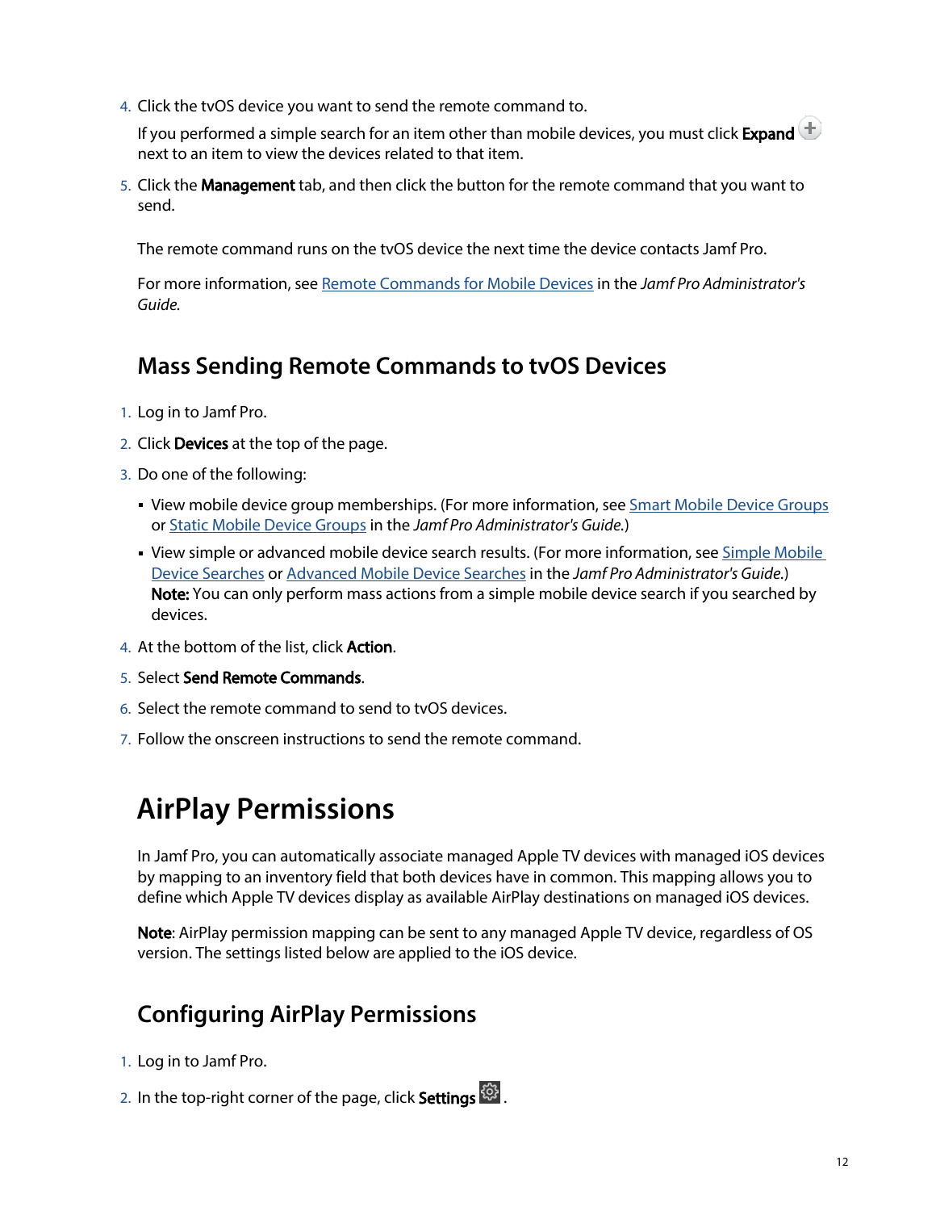4. Click the tvOS device you want to send the remote command to.

   If you performed a simple search for an item other than mobile devices, you must click **Expand** next to an item to view the devices related to that item.

5. Click the **Management** tab, and then click the button for the remote command that you want to send.

   The remote command runs on the tvOS device the next time the device contacts Jamf Pro.

   For more information, see Remote Commands for Mobile Devices in the *Jamf Pro Administrator's Guide.*

## Mass Sending Remote Commands to tvOS Devices

1. Log in to Jamf Pro.
2. Click **Devices** at the top of the page.
3. Do one of the following:
   - View mobile device group memberships. (For more information, see Smart Mobile Device Groups or Static Mobile Device Groups in the *Jamf Pro Administrator's Guide.*)
   - View simple or advanced mobile device search results. (For more information, see Simple Mobile Device Searches or Advanced Mobile Device Searches in the *Jamf Pro Administrator's Guide.*)
     **Note:** You can only perform mass actions from a simple mobile device search if you searched by devices.
4. At the bottom of the list, click **Action**.
5. Select **Send Remote Commands**.
6. Select the remote command to send to tvOS devices.
7. Follow the onscreen instructions to send the remote command.

# AirPlay Permissions

In Jamf Pro, you can automatically associate managed Apple TV devices with managed iOS devices by mapping to an inventory field that both devices have in common. This mapping allows you to define which Apple TV devices display as available AirPlay destinations on managed iOS devices.

**Note**: AirPlay permission mapping can be sent to any managed Apple TV device, regardless of OS version. The settings listed below are applied to the iOS device.

## Configuring AirPlay Permissions

1. Log in to Jamf Pro.
2. In the top-right corner of the page, click **Settings**.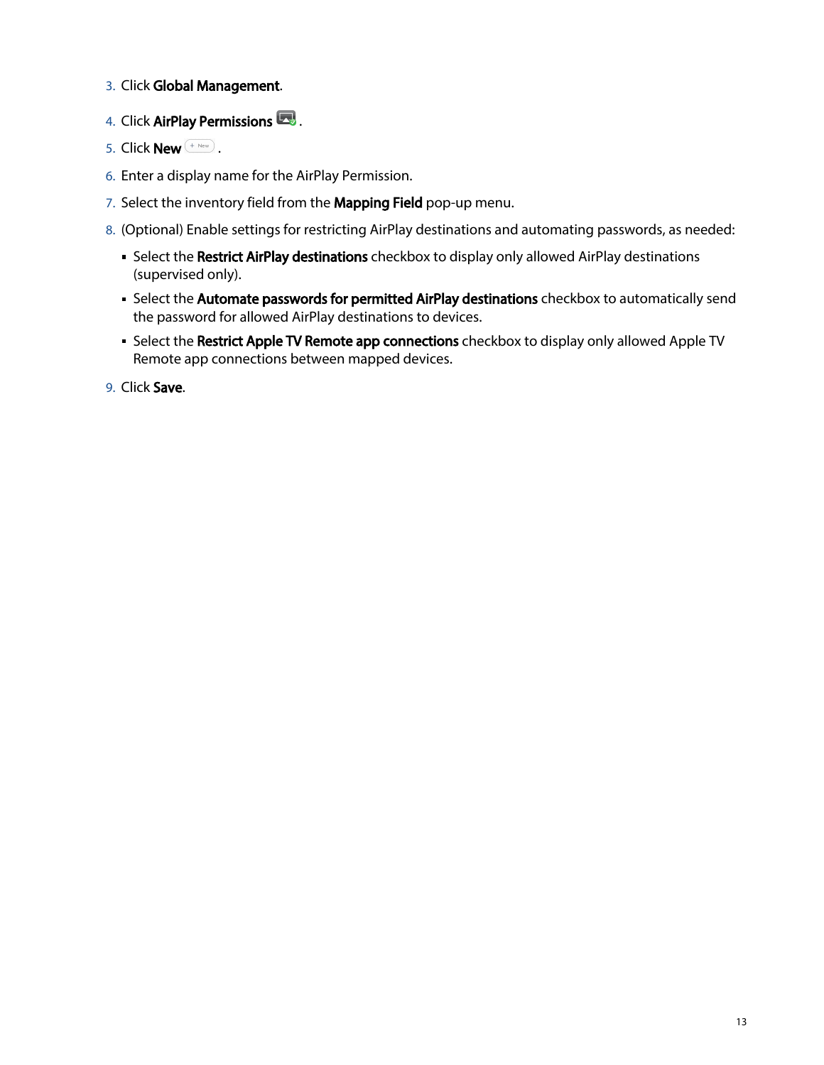3. Click **Global Management**.
4. Click **AirPlay Permissions** .
5. Click **New** .
6. Enter a display name for the AirPlay Permission.
7. Select the inventory field from the **Mapping Field** pop-up menu.
8. (Optional) Enable settings for restricting AirPlay destinations and automating passwords, as needed:
   - Select the **Restrict AirPlay destinations** checkbox to display only allowed AirPlay destinations (supervised only).
   - Select the **Automate passwords for permitted AirPlay destinations** checkbox to automatically send the password for allowed AirPlay destinations to devices.
   - Select the **Restrict Apple TV Remote app connections** checkbox to display only allowed Apple TV Remote app connections between mapped devices.
9. Click **Save**.